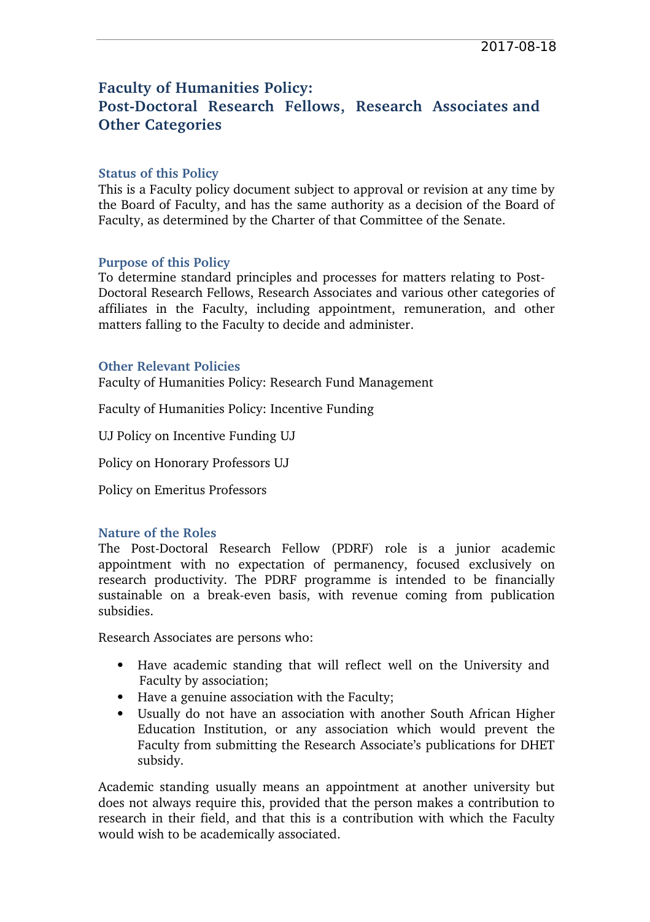2017-08-18

# Faculty of Humanities Policy: Post-Doctoral Research Fellows, Research Associates and Other Categories

## Status of this Policy

This is a Faculty policy document subject to approval or revision at any time by the Board of Faculty, and has the same authority as a decision of the Board of Faculty, as determined by the Charter of that Committee of the Senate.

## Purpose of this Policy

To determine standard principles and processes for matters relating to Post-Doctoral Research Fellows, Research Associates and various other categories of affiliates in the Faculty, including appointment, remuneration, and other matters falling to the Faculty to decide and administer.

## Other Relevant Policies

Faculty of Humanities Policy: Research Fund Management

Faculty of Humanities Policy: Incentive Funding

UJ Policy on Incentive Funding UJ

Policy on Honorary Professors UJ

Policy on Emeritus Professors

## Nature of the Roles

The Post-Doctoral Research Fellow (PDRF) role is a junior academic appointment with no expectation of permanency, focused exclusively on research productivity. The PDRF programme is intended to be financially sustainable on a break-even basis, with revenue coming from publication subsidies.

Research Associates are persons who:

- Have academic standing that will reflect well on the University and Faculty by association;
- Have a genuine association with the Faculty;
- Usually do not have an association with another South African Higher Education Institution, or any association which would prevent the Faculty from submitting the Research Associate's publications for DHET subsidy.

Academic standing usually means an appointment at another university but does not always require this, provided that the person makes a contribution to research in their field, and that this is a contribution with which the Faculty would wish to be academically associated.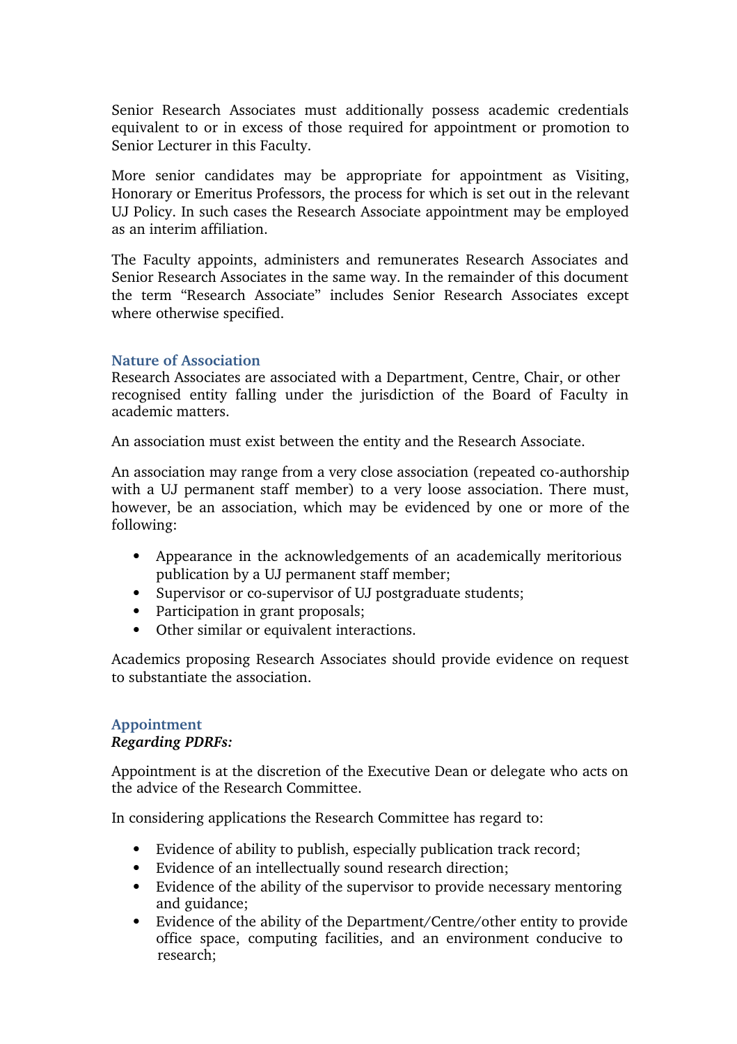Senior Research Associates must additionally possess academic credentials equivalent to or in excess of those required for appointment or promotion to Senior Lecturer in this Faculty.

More senior candidates may be appropriate for appointment as Visiting, Honorary or Emeritus Professors, the process for which is set out in the relevant UJ Policy. In such cases the Research Associate appointment may be employed as an interim affiliation.

The Faculty appoints, administers and remunerates Research Associates and Senior Research Associates in the same way. In the remainder of this document the term "Research Associate" includes Senior Research Associates except where otherwise specified.

## Nature of Association

Research Associates are associated with a Department, Centre, Chair, or other recognised entity falling under the jurisdiction of the Board of Faculty in academic matters.

An association must exist between the entity and the Research Associate.

An association may range from a very close association (repeated co-authorship with a UJ permanent staff member) to a very loose association. There must, however, be an association, which may be evidenced by one or more of the following:

- Appearance in the acknowledgements of an academically meritorious publication by a UJ permanent staff member;
- Supervisor or co-supervisor of UJ postgraduate students;
- Participation in grant proposals;
- Other similar or equivalent interactions.

Academics proposing Research Associates should provide evidence on request to substantiate the association.

## Appointment

***Regarding PDRFs:***

Appointment is at the discretion of the Executive Dean or delegate who acts on the advice of the Research Committee.

In considering applications the Research Committee has regard to:

- Evidence of ability to publish, especially publication track record;
- Evidence of an intellectually sound research direction;
- Evidence of the ability of the supervisor to provide necessary mentoring and guidance;
- Evidence of the ability of the Department/Centre/other entity to provide office space, computing facilities, and an environment conducive to research;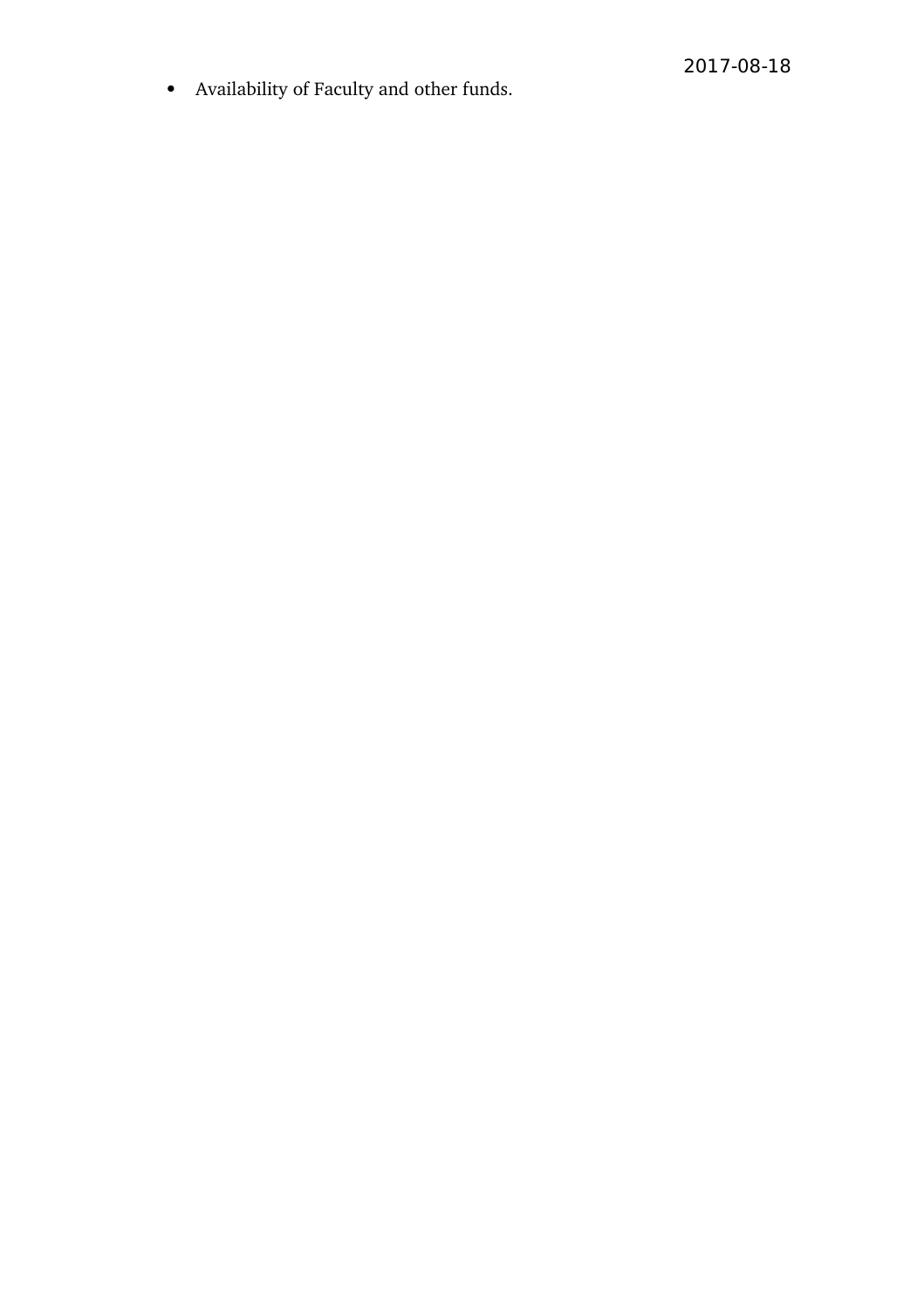- Availability of Faculty and other funds.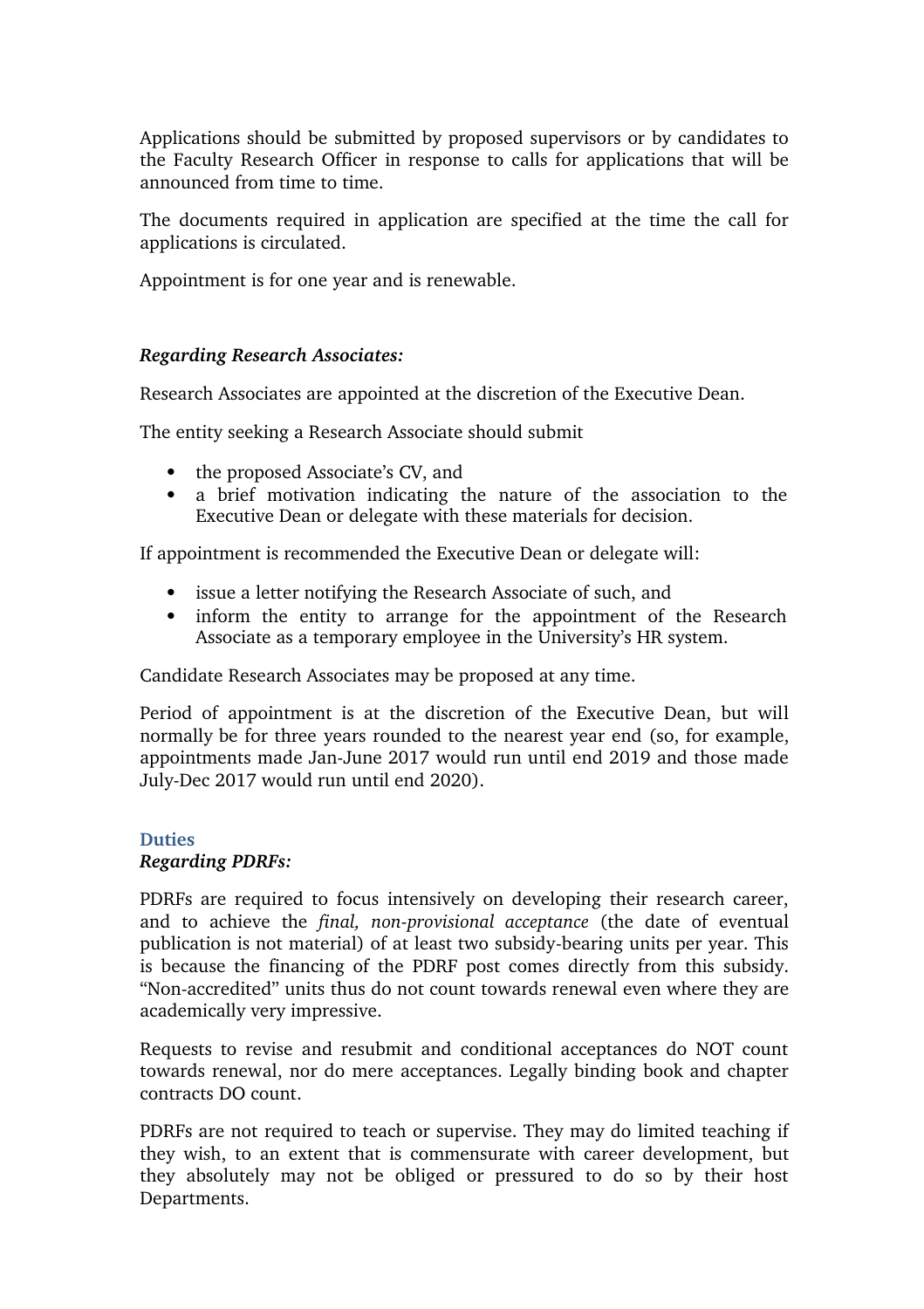Applications should be submitted by proposed supervisors or by candidates to the Faculty Research Officer in response to calls for applications that will be announced from time to time.

The documents required in application are specified at the time the call for applications is circulated.

Appointment is for one year and is renewable.

***Regarding Research Associates:***

Research Associates are appointed at the discretion of the Executive Dean.

The entity seeking a Research Associate should submit

- the proposed Associate's CV, and
- a brief motivation indicating the nature of the association to the Executive Dean or delegate with these materials for decision.

If appointment is recommended the Executive Dean or delegate will:

- issue a letter notifying the Research Associate of such, and
- inform the entity to arrange for the appointment of the Research Associate as a temporary employee in the University's HR system.

Candidate Research Associates may be proposed at any time.

Period of appointment is at the discretion of the Executive Dean, but will normally be for three years rounded to the nearest year end (so, for example, appointments made Jan-June 2017 would run until end 2019 and those made July-Dec 2017 would run until end 2020).

## Duties

***Regarding PDRFs:***

PDRFs are required to focus intensively on developing their research career, and to achieve the *final, non-provisional acceptance* (the date of eventual publication is not material) of at least two subsidy-bearing units per year. This is because the financing of the PDRF post comes directly from this subsidy. "Non-accredited" units thus do not count towards renewal even where they are academically very impressive.

Requests to revise and resubmit and conditional acceptances do NOT count towards renewal, nor do mere acceptances. Legally binding book and chapter contracts DO count.

PDRFs are not required to teach or supervise. They may do limited teaching if they wish, to an extent that is commensurate with career development, but they absolutely may not be obliged or pressured to do so by their host Departments.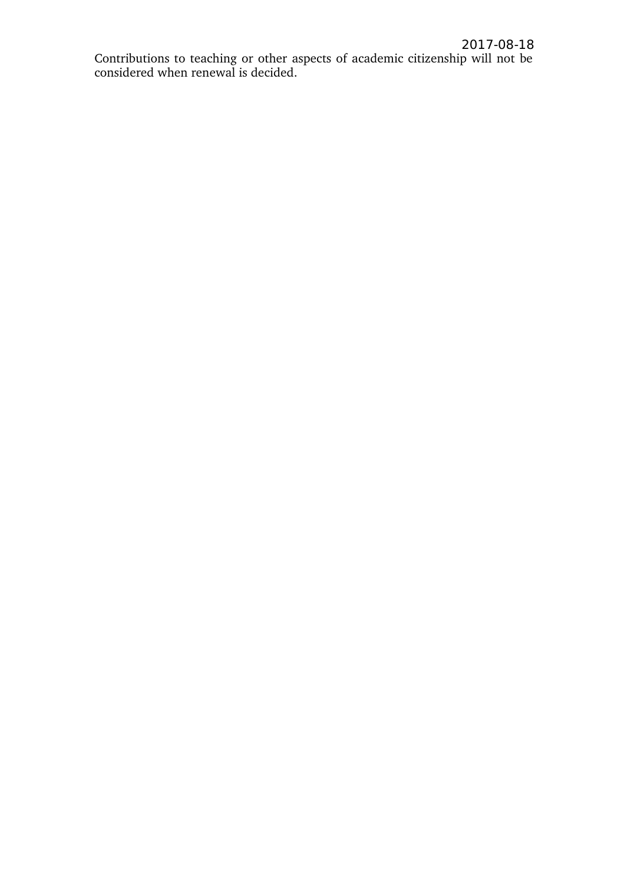Contributions to teaching or other aspects of academic citizenship will not be considered when renewal is decided.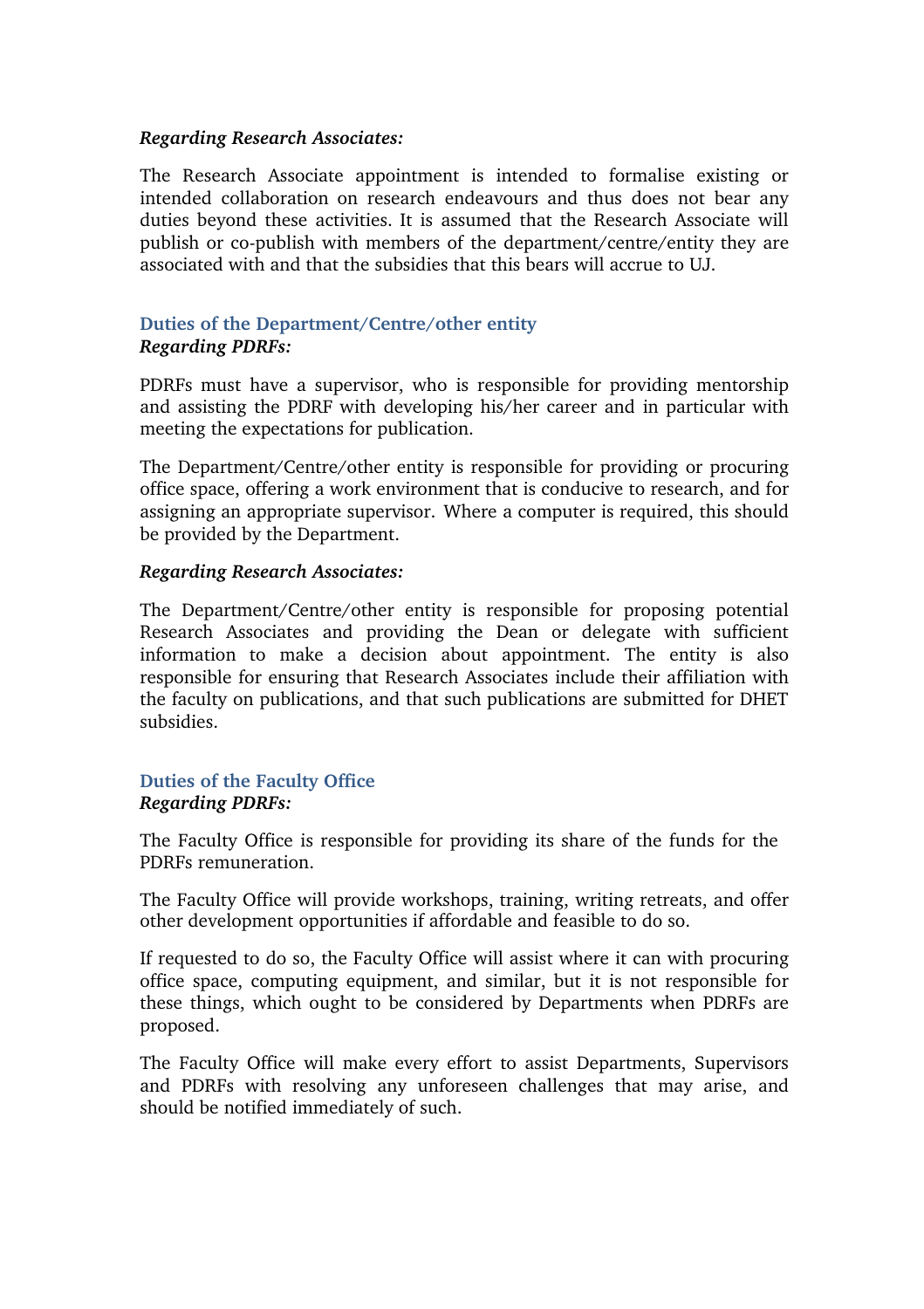*Regarding Research Associates:*

The Research Associate appointment is intended to formalise existing or intended collaboration on research endeavours and thus does not bear any duties beyond these activities. It is assumed that the Research Associate will publish or co-publish with members of the department/centre/entity they are associated with and that the subsidies that this bears will accrue to UJ.

### Duties of the Department/Centre/other entity

*Regarding PDRFs:*

PDRFs must have a supervisor, who is responsible for providing mentorship and assisting the PDRF with developing his/her career and in particular with meeting the expectations for publication.

The Department/Centre/other entity is responsible for providing or procuring office space, offering a work environment that is conducive to research, and for assigning an appropriate supervisor. Where a computer is required, this should be provided by the Department.

*Regarding Research Associates:*

The Department/Centre/other entity is responsible for proposing potential Research Associates and providing the Dean or delegate with sufficient information to make a decision about appointment. The entity is also responsible for ensuring that Research Associates include their affiliation with the faculty on publications, and that such publications are submitted for DHET subsidies.

### Duties of the Faculty Office

*Regarding PDRFs:*

The Faculty Office is responsible for providing its share of the funds for the PDRFs remuneration.

The Faculty Office will provide workshops, training, writing retreats, and offer other development opportunities if affordable and feasible to do so.

If requested to do so, the Faculty Office will assist where it can with procuring office space, computing equipment, and similar, but it is not responsible for these things, which ought to be considered by Departments when PDRFs are proposed.

The Faculty Office will make every effort to assist Departments, Supervisors and PDRFs with resolving any unforeseen challenges that may arise, and should be notified immediately of such.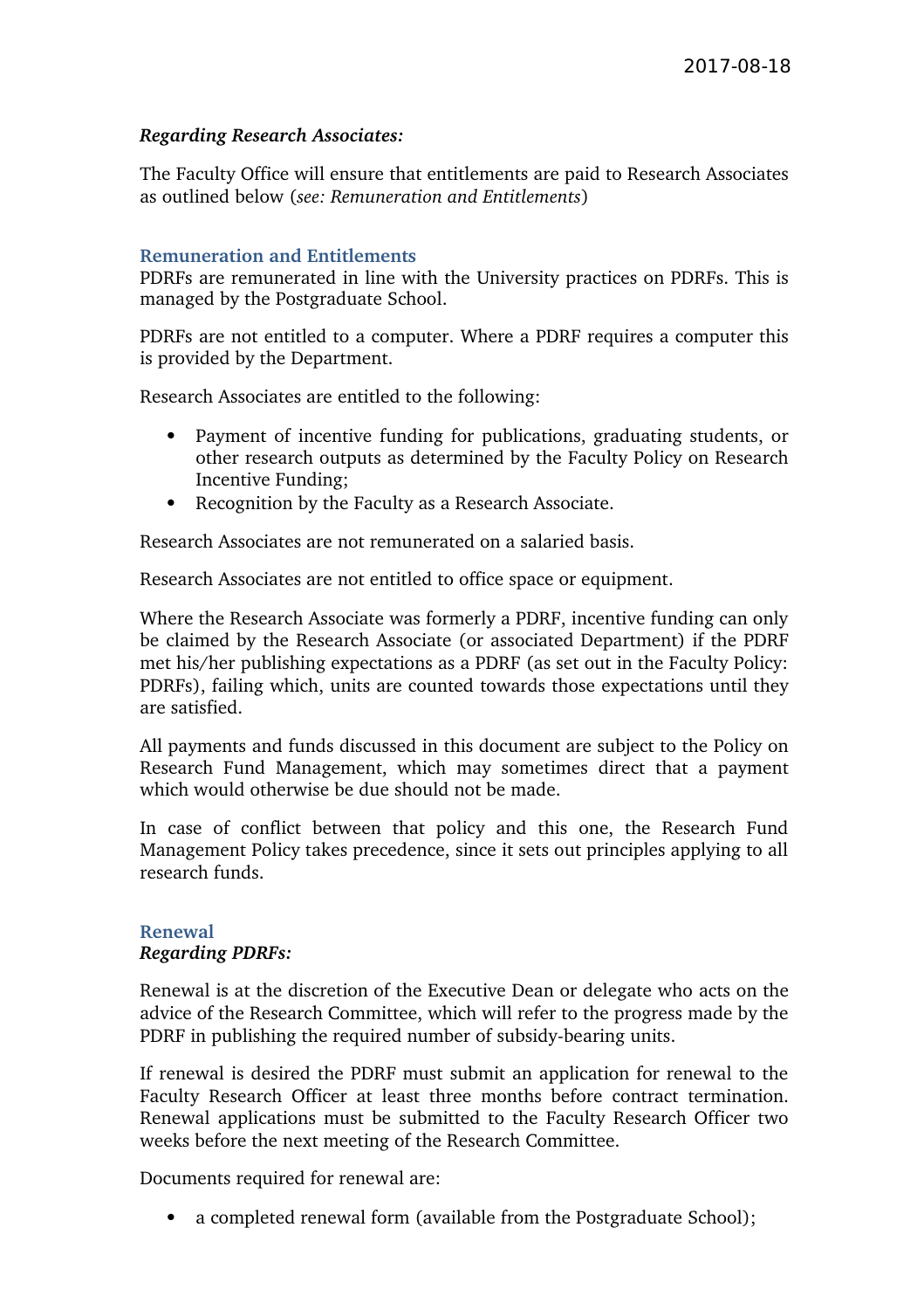*Regarding Research Associates:*

The Faculty Office will ensure that entitlements are paid to Research Associates as outlined below (*see: Remuneration and Entitlements*)

## Remuneration and Entitlements

PDRFs are remunerated in line with the University practices on PDRFs. This is managed by the Postgraduate School.

PDRFs are not entitled to a computer. Where a PDRF requires a computer this is provided by the Department.

Research Associates are entitled to the following:

- Payment of incentive funding for publications, graduating students, or other research outputs as determined by the Faculty Policy on Research Incentive Funding;
- Recognition by the Faculty as a Research Associate.

Research Associates are not remunerated on a salaried basis.

Research Associates are not entitled to office space or equipment.

Where the Research Associate was formerly a PDRF, incentive funding can only be claimed by the Research Associate (or associated Department) if the PDRF met his/her publishing expectations as a PDRF (as set out in the Faculty Policy: PDRFs), failing which, units are counted towards those expectations until they are satisfied.

All payments and funds discussed in this document are subject to the Policy on Research Fund Management, which may sometimes direct that a payment which would otherwise be due should not be made.

In case of conflict between that policy and this one, the Research Fund Management Policy takes precedence, since it sets out principles applying to all research funds.

## Renewal

***Regarding PDRFs:***

Renewal is at the discretion of the Executive Dean or delegate who acts on the advice of the Research Committee, which will refer to the progress made by the PDRF in publishing the required number of subsidy-bearing units.

If renewal is desired the PDRF must submit an application for renewal to the Faculty Research Officer at least three months before contract termination. Renewal applications must be submitted to the Faculty Research Officer two weeks before the next meeting of the Research Committee.

Documents required for renewal are:

- a completed renewal form (available from the Postgraduate School);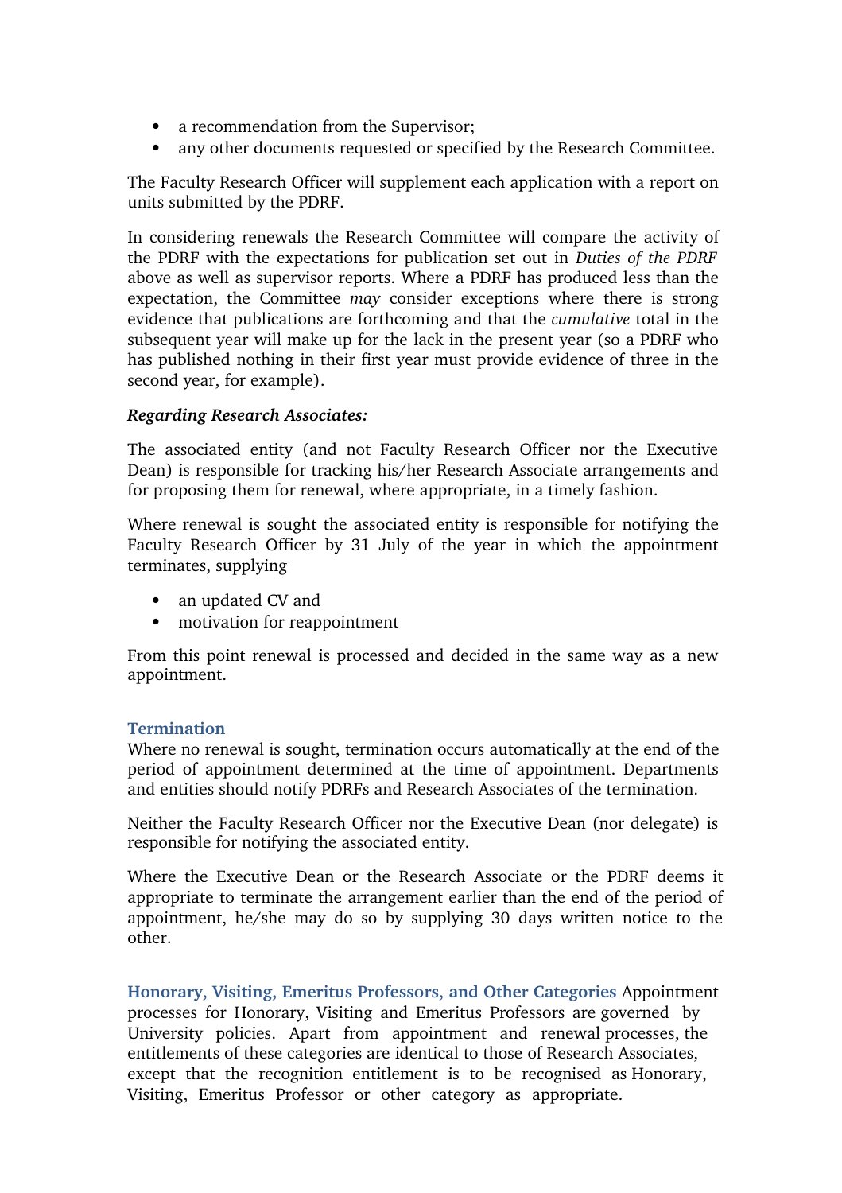- a recommendation from the Supervisor;
- any other documents requested or specified by the Research Committee.

The Faculty Research Officer will supplement each application with a report on units submitted by the PDRF.

In considering renewals the Research Committee will compare the activity of the PDRF with the expectations for publication set out in *Duties of the PDRF* above as well as supervisor reports. Where a PDRF has produced less than the expectation, the Committee *may* consider exceptions where there is strong evidence that publications are forthcoming and that the *cumulative* total in the subsequent year will make up for the lack in the present year (so a PDRF who has published nothing in their first year must provide evidence of three in the second year, for example).

***Regarding Research Associates:***

The associated entity (and not Faculty Research Officer nor the Executive Dean) is responsible for tracking his/her Research Associate arrangements and for proposing them for renewal, where appropriate, in a timely fashion.

Where renewal is sought the associated entity is responsible for notifying the Faculty Research Officer by 31 July of the year in which the appointment terminates, supplying

- an updated CV and
- motivation for reappointment

From this point renewal is processed and decided in the same way as a new appointment.

## Termination

Where no renewal is sought, termination occurs automatically at the end of the period of appointment determined at the time of appointment. Departments and entities should notify PDRFs and Research Associates of the termination.

Neither the Faculty Research Officer nor the Executive Dean (nor delegate) is responsible for notifying the associated entity.

Where the Executive Dean or the Research Associate or the PDRF deems it appropriate to terminate the arrangement earlier than the end of the period of appointment, he/she may do so by supplying 30 days written notice to the other.

**Honorary, Visiting, Emeritus Professors, and Other Categories** Appointment processes for Honorary, Visiting and Emeritus Professors are governed by University policies. Apart from appointment and renewal processes, the entitlements of these categories are identical to those of Research Associates, except that the recognition entitlement is to be recognised as Honorary, Visiting, Emeritus Professor or other category as appropriate.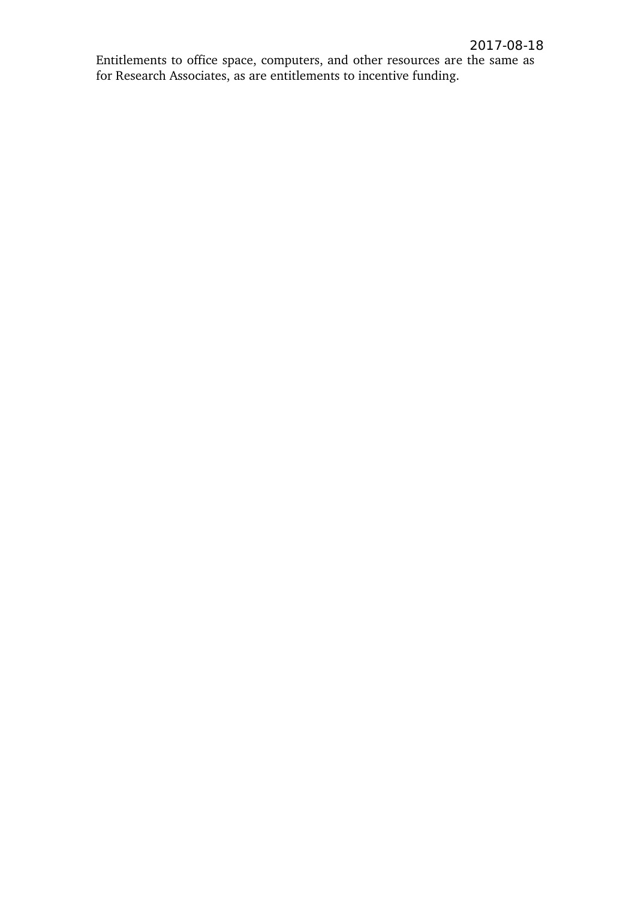Entitlements to office space, computers, and other resources are the same as for Research Associates, as are entitlements to incentive funding.